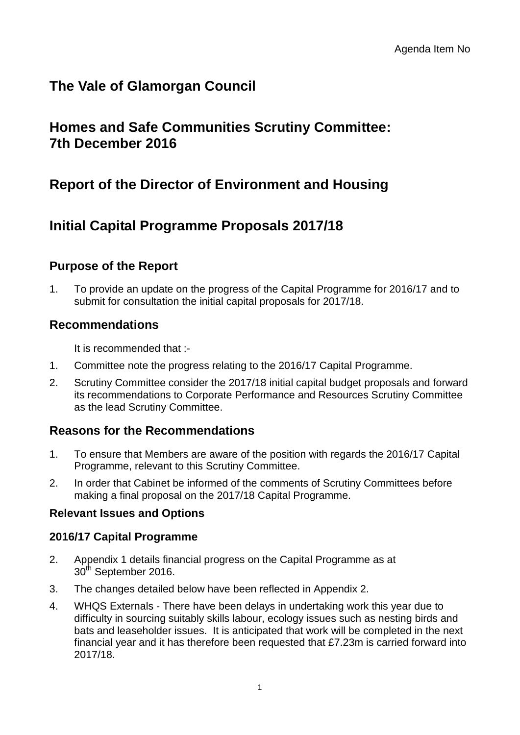Agenda Item No

# The Vale of Glamorgan Council

## Homes and Safe Communities Scrutiny Committee: 7th December 2016

## Report of the Director of Environment and Housing

## Initial Capital Programme Proposals 2017/18

### Purpose of the Report

1. To provide an update on the progress of the Capital Programme for 2016/17 and to submit for consultation the initial capital proposals for 2017/18.

### Recommendations

It is recommended that :-

1. Committee note the progress relating to the 2016/17 Capital Programme.
2. Scrutiny Committee consider the 2017/18 initial capital budget proposals and forward its recommendations to Corporate Performance and Resources Scrutiny Committee as the lead Scrutiny Committee.

### Reasons for the Recommendations

1. To ensure that Members are aware of the position with regards the 2016/17 Capital Programme, relevant to this Scrutiny Committee.
2. In order that Cabinet be informed of the comments of Scrutiny Committees before making a final proposal on the 2017/18 Capital Programme.

#### Relevant Issues and Options

#### 2016/17 Capital Programme

2. Appendix 1 details financial progress on the Capital Programme as at 30th September 2016.
3. The changes detailed below have been reflected in Appendix 2.
4. WHQS Externals - There have been delays in undertaking work this year due to difficulty in sourcing suitably skills labour, ecology issues such as nesting birds and bats and leaseholder issues. It is anticipated that work will be completed in the next financial year and it has therefore been requested that £7.23m is carried forward into 2017/18.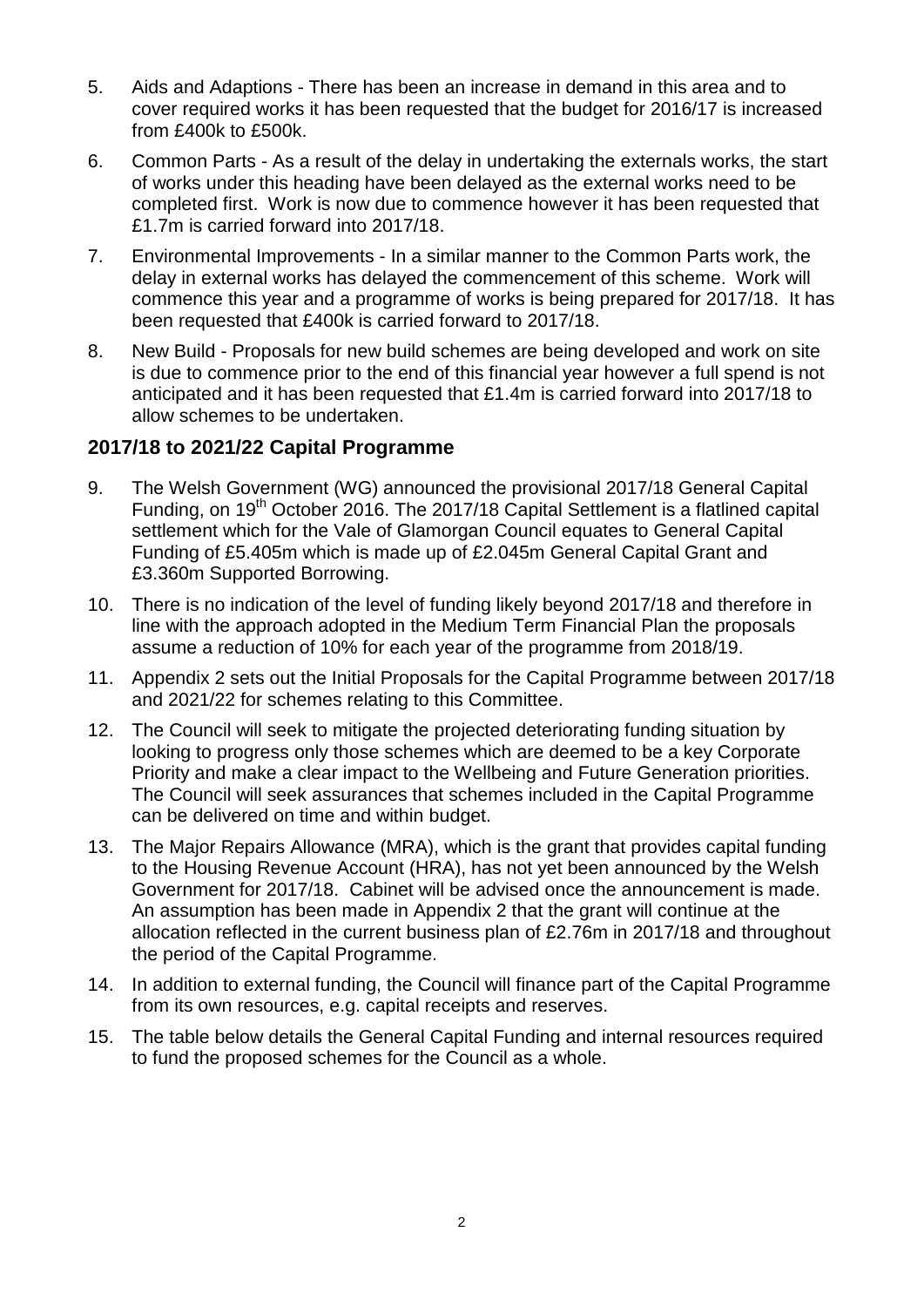5. Aids and Adaptions - There has been an increase in demand in this area and to cover required works it has been requested that the budget for 2016/17 is increased from £400k to £500k.

6. Common Parts - As a result of the delay in undertaking the externals works, the start of works under this heading have been delayed as the external works need to be completed first. Work is now due to commence however it has been requested that £1.7m is carried forward into 2017/18.

7. Environmental Improvements - In a similar manner to the Common Parts work, the delay in external works has delayed the commencement of this scheme. Work will commence this year and a programme of works is being prepared for 2017/18. It has been requested that £400k is carried forward to 2017/18.

8. New Build - Proposals for new build schemes are being developed and work on site is due to commence prior to the end of this financial year however a full spend is not anticipated and it has been requested that £1.4m is carried forward into 2017/18 to allow schemes to be undertaken.

## 2017/18 to 2021/22 Capital Programme

9. The Welsh Government (WG) announced the provisional 2017/18 General Capital Funding, on 19th October 2016. The 2017/18 Capital Settlement is a flatlined capital settlement which for the Vale of Glamorgan Council equates to General Capital Funding of £5.405m which is made up of £2.045m General Capital Grant and £3.360m Supported Borrowing.

10. There is no indication of the level of funding likely beyond 2017/18 and therefore in line with the approach adopted in the Medium Term Financial Plan the proposals assume a reduction of 10% for each year of the programme from 2018/19.

11. Appendix 2 sets out the Initial Proposals for the Capital Programme between 2017/18 and 2021/22 for schemes relating to this Committee.

12. The Council will seek to mitigate the projected deteriorating funding situation by looking to progress only those schemes which are deemed to be a key Corporate Priority and make a clear impact to the Wellbeing and Future Generation priorities. The Council will seek assurances that schemes included in the Capital Programme can be delivered on time and within budget.

13. The Major Repairs Allowance (MRA), which is the grant that provides capital funding to the Housing Revenue Account (HRA), has not yet been announced by the Welsh Government for 2017/18. Cabinet will be advised once the announcement is made. An assumption has been made in Appendix 2 that the grant will continue at the allocation reflected in the current business plan of £2.76m in 2017/18 and throughout the period of the Capital Programme.

14. In addition to external funding, the Council will finance part of the Capital Programme from its own resources, e.g. capital receipts and reserves.

15. The table below details the General Capital Funding and internal resources required to fund the proposed schemes for the Council as a whole.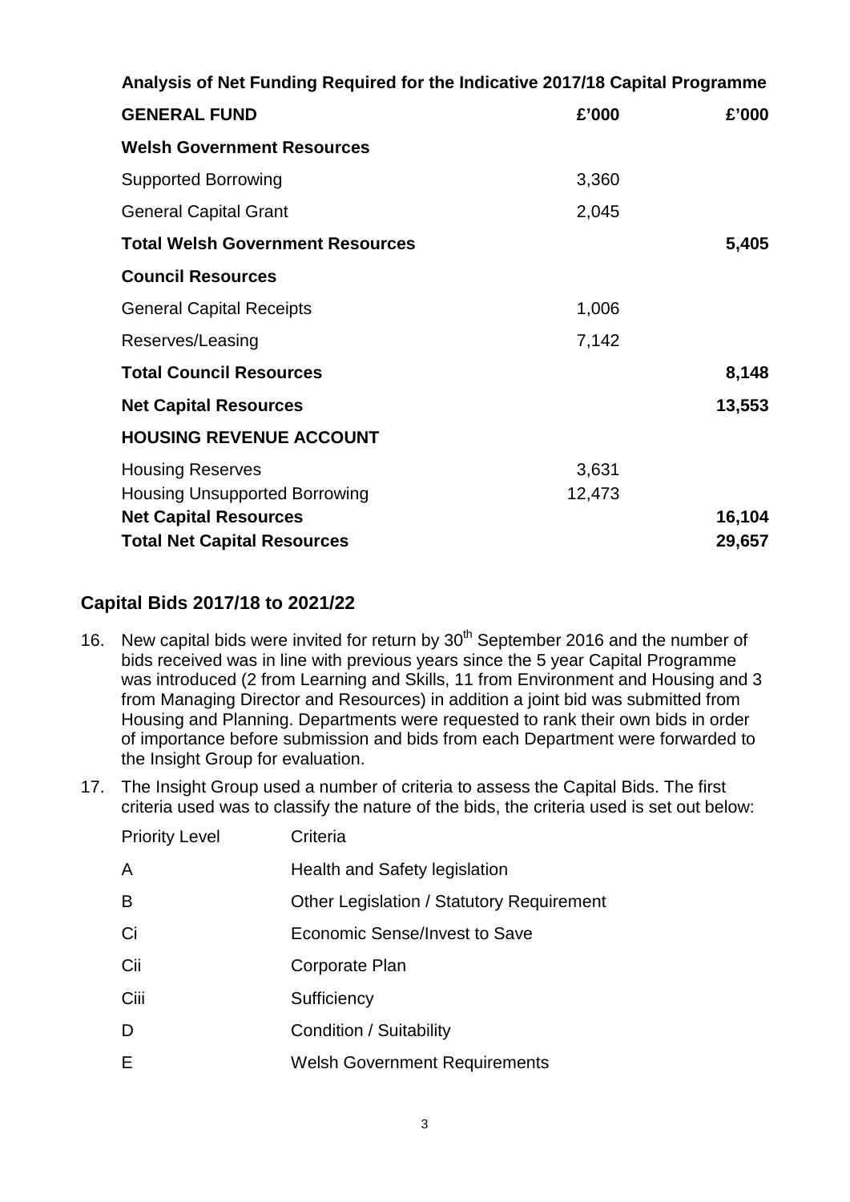| Analysis of Net Funding Required for the Indicative 2017/18 Capital Programme | | |
|---|---|---|
| **GENERAL FUND** | **£'000** | **£'000** |
| **Welsh Government Resources** | | |
| Supported Borrowing | 3,360 | |
| General Capital Grant | 2,045 | |
| **Total Welsh Government Resources** | | **5,405** |
| **Council Resources** | | |
| General Capital Receipts | 1,006 | |
| Reserves/Leasing | 7,142 | |
| **Total Council Resources** | | **8,148** |
| **Net Capital Resources** | | **13,553** |
| **HOUSING REVENUE ACCOUNT** | | |
| Housing Reserves | 3,631 | |
| Housing Unsupported Borrowing | 12,473 | |
| **Net Capital Resources** | | **16,104** |
| **Total Net Capital Resources** | | **29,657** |

## Capital Bids 2017/18 to 2021/22

16. New capital bids were invited for return by 30th September 2016 and the number of bids received was in line with previous years since the 5 year Capital Programme was introduced (2 from Learning and Skills, 11 from Environment and Housing and 3 from Managing Director and Resources) in addition a joint bid was submitted from Housing and Planning. Departments were requested to rank their own bids in order of importance before submission and bids from each Department were forwarded to the Insight Group for evaluation.

17. The Insight Group used a number of criteria to assess the Capital Bids. The first criteria used was to classify the nature of the bids, the criteria used is set out below:

| Priority Level | Criteria |
|---|---|
| A | Health and Safety legislation |
| B | Other Legislation / Statutory Requirement |
| Ci | Economic Sense/Invest to Save |
| Cii | Corporate Plan |
| Ciii | Sufficiency |
| D | Condition / Suitability |
| E | Welsh Government Requirements |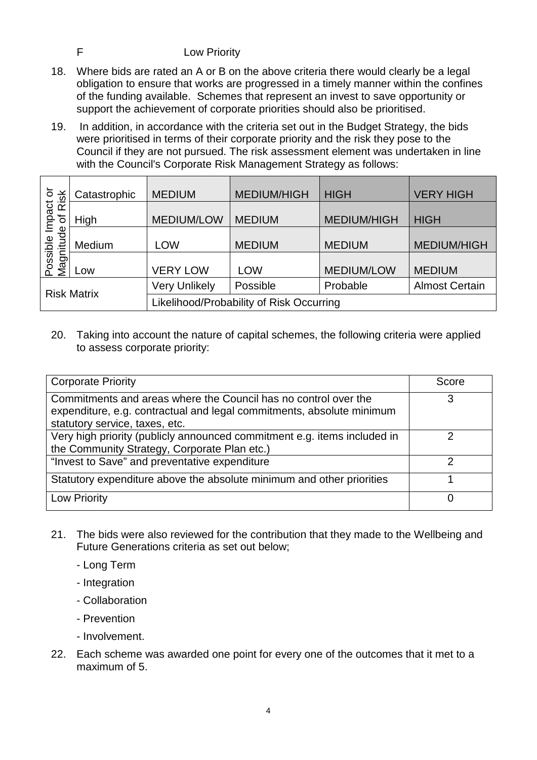F Low Priority

18. Where bids are rated an A or B on the above criteria there would clearly be a legal obligation to ensure that works are progressed in a timely manner within the confines of the funding available. Schemes that represent an invest to save opportunity or support the achievement of corporate priorities should also be prioritised.

19. In addition, in accordance with the criteria set out in the Budget Strategy, the bids were prioritised in terms of their corporate priority and the risk they pose to the Council if they are not pursued. The risk assessment element was undertaken in line with the Council's Corporate Risk Management Strategy as follows:

| Possible Impact or Magnitude of Risk | | | | | |
|---|---|---|---|---|---|
| | Catastrophic | MEDIUM | MEDIUM/HIGH | HIGH | VERY HIGH |
| | High | MEDIUM/LOW | MEDIUM | MEDIUM/HIGH | HIGH |
| | Medium | LOW | MEDIUM | MEDIUM | MEDIUM/HIGH |
| | Low | VERY LOW | LOW | MEDIUM/LOW | MEDIUM |
| Risk Matrix | | Very Unlikely | Possible | Probable | Almost Certain |
| | | Likelihood/Probability of Risk Occurring | | | |

20. Taking into account the nature of capital schemes, the following criteria were applied to assess corporate priority:

| Corporate Priority | Score |
|---|---|
| Commitments and areas where the Council has no control over the expenditure, e.g. contractual and legal commitments, absolute minimum statutory service, taxes, etc. | 3 |
| Very high priority (publicly announced commitment e.g. items included in the Community Strategy, Corporate Plan etc.) | 2 |
| "Invest to Save" and preventative expenditure | 2 |
| Statutory expenditure above the absolute minimum and other priorities | 1 |
| Low Priority | 0 |

21. The bids were also reviewed for the contribution that they made to the Wellbeing and Future Generations criteria as set out below;

    - Long Term
    - Integration
    - Collaboration
    - Prevention
    - Involvement.

22. Each scheme was awarded one point for every one of the outcomes that it met to a maximum of 5.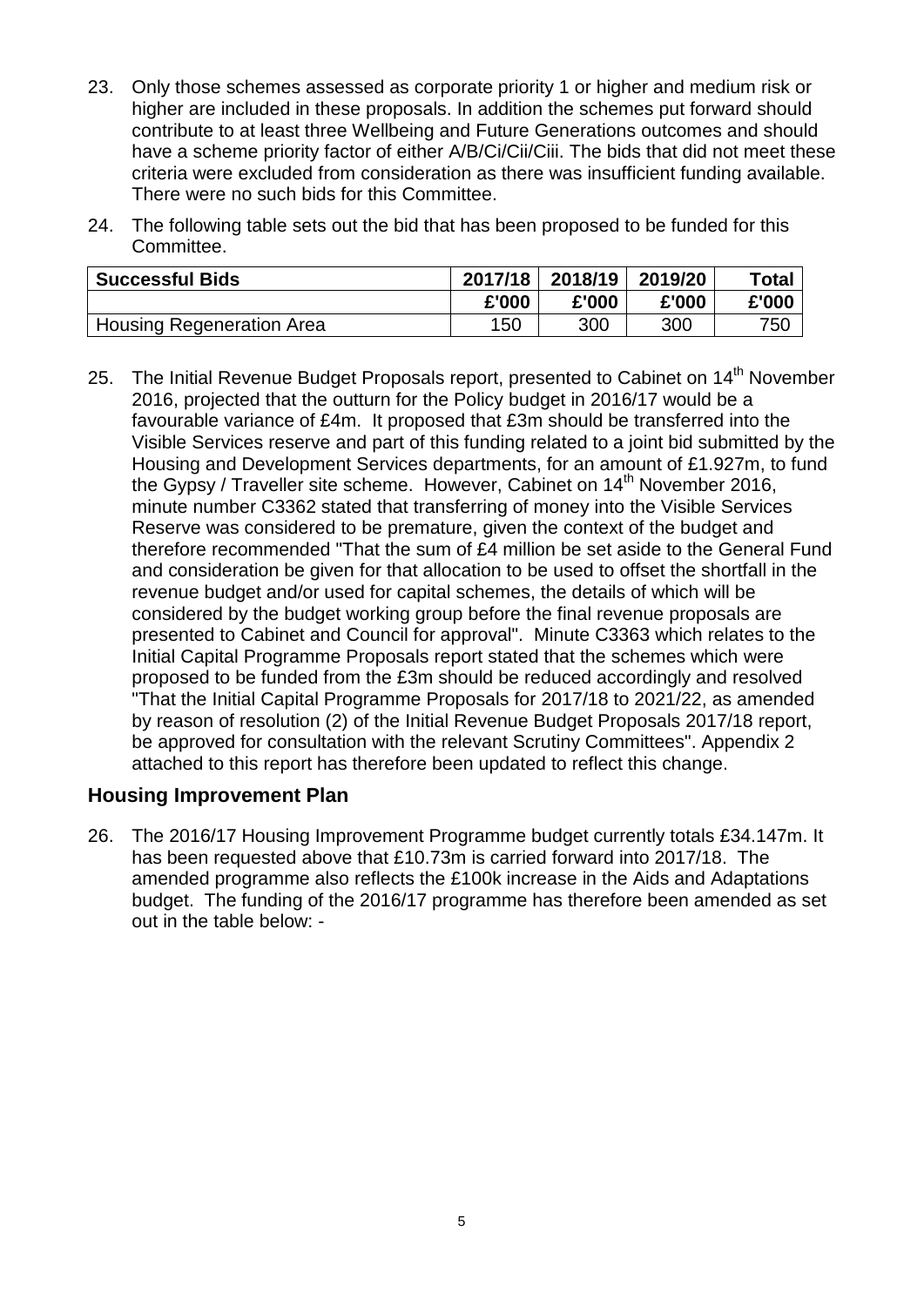23. Only those schemes assessed as corporate priority 1 or higher and medium risk or higher are included in these proposals. In addition the schemes put forward should contribute to at least three Wellbeing and Future Generations outcomes and should have a scheme priority factor of either A/B/Ci/Cii/Ciii. The bids that did not meet these criteria were excluded from consideration as there was insufficient funding available. There were no such bids for this Committee.

24. The following table sets out the bid that has been proposed to be funded for this Committee.

| Successful Bids | 2017/18 | 2018/19 | 2019/20 | Total |
|---|---|---|---|---|
| | £'000 | £'000 | £'000 | £'000 |
| Housing Regeneration Area | 150 | 300 | 300 | 750 |

25. The Initial Revenue Budget Proposals report, presented to Cabinet on 14th November 2016, projected that the outturn for the Policy budget in 2016/17 would be a favourable variance of £4m. It proposed that £3m should be transferred into the Visible Services reserve and part of this funding related to a joint bid submitted by the Housing and Development Services departments, for an amount of £1.927m, to fund the Gypsy / Traveller site scheme. However, Cabinet on 14th November 2016, minute number C3362 stated that transferring of money into the Visible Services Reserve was considered to be premature, given the context of the budget and therefore recommended "That the sum of £4 million be set aside to the General Fund and consideration be given for that allocation to be used to offset the shortfall in the revenue budget and/or used for capital schemes, the details of which will be considered by the budget working group before the final revenue proposals are presented to Cabinet and Council for approval". Minute C3363 which relates to the Initial Capital Programme Proposals report stated that the schemes which were proposed to be funded from the £3m should be reduced accordingly and resolved "That the Initial Capital Programme Proposals for 2017/18 to 2021/22, as amended by reason of resolution (2) of the Initial Revenue Budget Proposals 2017/18 report, be approved for consultation with the relevant Scrutiny Committees". Appendix 2 attached to this report has therefore been updated to reflect this change.

## Housing Improvement Plan

26. The 2016/17 Housing Improvement Programme budget currently totals £34.147m. It has been requested above that £10.73m is carried forward into 2017/18. The amended programme also reflects the £100k increase in the Aids and Adaptations budget. The funding of the 2016/17 programme has therefore been amended as set out in the table below: -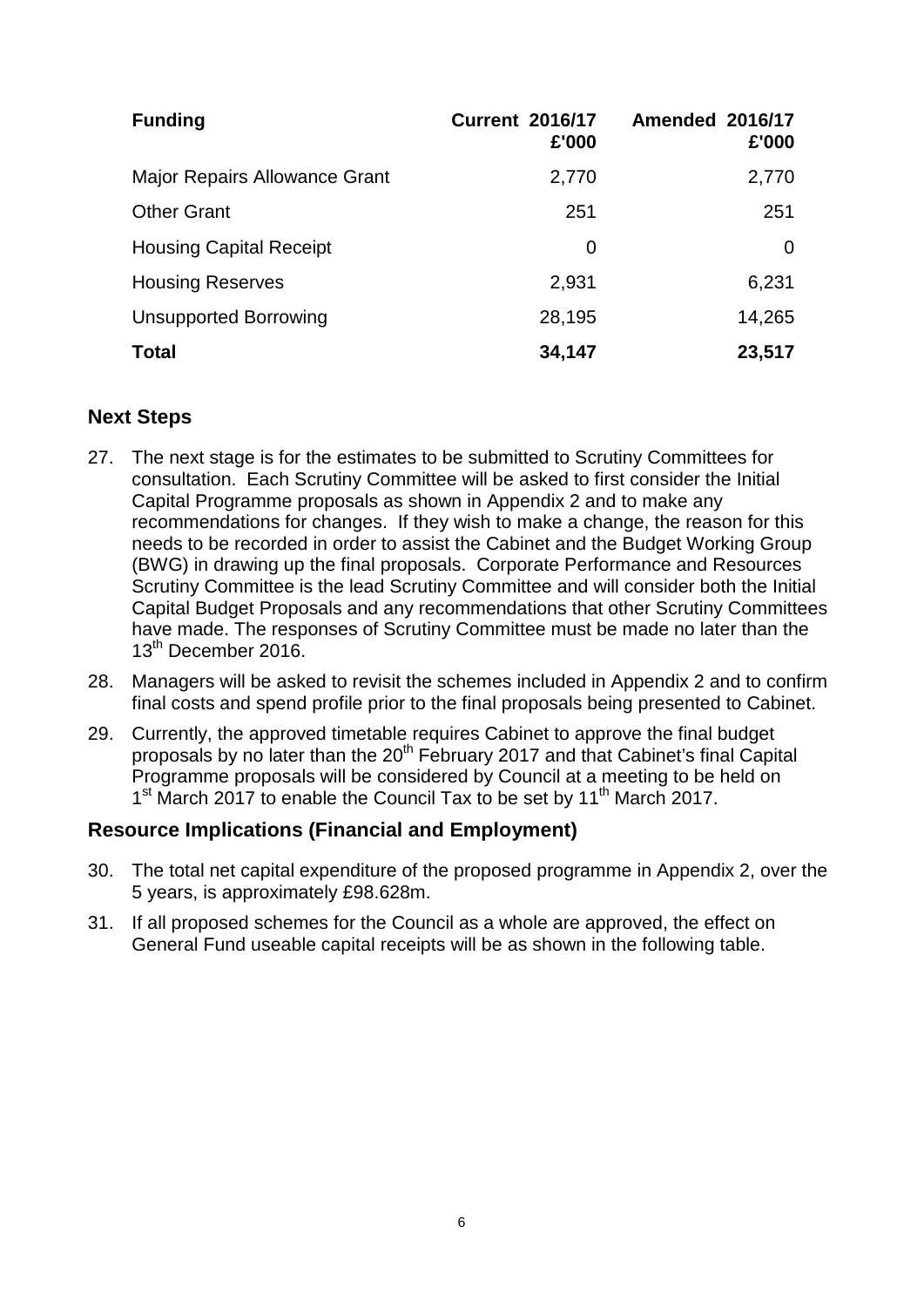| Funding | Current 2016/17 £'000 | Amended 2016/17 £'000 |
| --- | --- | --- |
| Major Repairs Allowance Grant | 2,770 | 2,770 |
| Other Grant | 251 | 251 |
| Housing Capital Receipt | 0 | 0 |
| Housing Reserves | 2,931 | 6,231 |
| Unsupported Borrowing | 28,195 | 14,265 |
| **Total** | **34,147** | **23,517** |

## Next Steps

27. The next stage is for the estimates to be submitted to Scrutiny Committees for consultation. Each Scrutiny Committee will be asked to first consider the Initial Capital Programme proposals as shown in Appendix 2 and to make any recommendations for changes. If they wish to make a change, the reason for this needs to be recorded in order to assist the Cabinet and the Budget Working Group (BWG) in drawing up the final proposals. Corporate Performance and Resources Scrutiny Committee is the lead Scrutiny Committee and will consider both the Initial Capital Budget Proposals and any recommendations that other Scrutiny Committees have made. The responses of Scrutiny Committee must be made no later than the 13th December 2016.

28. Managers will be asked to revisit the schemes included in Appendix 2 and to confirm final costs and spend profile prior to the final proposals being presented to Cabinet.

29. Currently, the approved timetable requires Cabinet to approve the final budget proposals by no later than the 20th February 2017 and that Cabinet's final Capital Programme proposals will be considered by Council at a meeting to be held on 1st March 2017 to enable the Council Tax to be set by 11th March 2017.

## Resource Implications (Financial and Employment)

30. The total net capital expenditure of the proposed programme in Appendix 2, over the 5 years, is approximately £98.628m.

31. If all proposed schemes for the Council as a whole are approved, the effect on General Fund useable capital receipts will be as shown in the following table.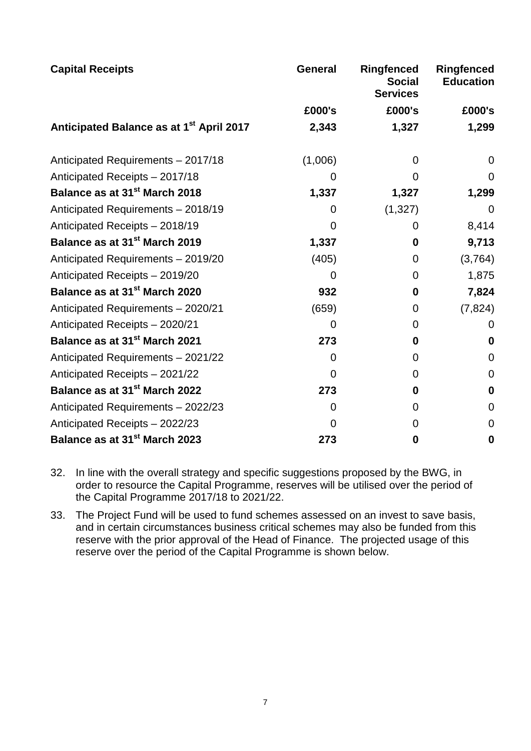| **Capital Receipts** | **General** | **Ringfenced Social Services** | **Ringfenced Education** |
|---|---|---|---|
| | **£000's** | **£000's** | **£000's** |
| **Anticipated Balance as at 1st April 2017** | **2,343** | **1,327** | **1,299** |
| Anticipated Requirements – 2017/18 | (1,006) | 0 | 0 |
| Anticipated Receipts – 2017/18 | 0 | 0 | 0 |
| **Balance as at 31st March 2018** | **1,337** | **1,327** | **1,299** |
| Anticipated Requirements – 2018/19 | 0 | (1,327) | 0 |
| Anticipated Receipts – 2018/19 | 0 | 0 | 8,414 |
| **Balance as at 31st March 2019** | **1,337** | **0** | **9,713** |
| Anticipated Requirements – 2019/20 | (405) | 0 | (3,764) |
| Anticipated Receipts – 2019/20 | 0 | 0 | 1,875 |
| **Balance as at 31st March 2020** | **932** | **0** | **7,824** |
| Anticipated Requirements – 2020/21 | (659) | 0 | (7,824) |
| Anticipated Receipts – 2020/21 | 0 | 0 | 0 |
| **Balance as at 31st March 2021** | **273** | **0** | **0** |
| Anticipated Requirements – 2021/22 | 0 | 0 | 0 |
| Anticipated Receipts – 2021/22 | 0 | 0 | 0 |
| **Balance as at 31st March 2022** | **273** | **0** | **0** |
| Anticipated Requirements – 2022/23 | 0 | 0 | 0 |
| Anticipated Receipts – 2022/23 | 0 | 0 | 0 |
| **Balance as at 31st March 2023** | **273** | **0** | **0** |

32. In line with the overall strategy and specific suggestions proposed by the BWG, in order to resource the Capital Programme, reserves will be utilised over the period of the Capital Programme 2017/18 to 2021/22.

33. The Project Fund will be used to fund schemes assessed on an invest to save basis, and in certain circumstances business critical schemes may also be funded from this reserve with the prior approval of the Head of Finance. The projected usage of this reserve over the period of the Capital Programme is shown below.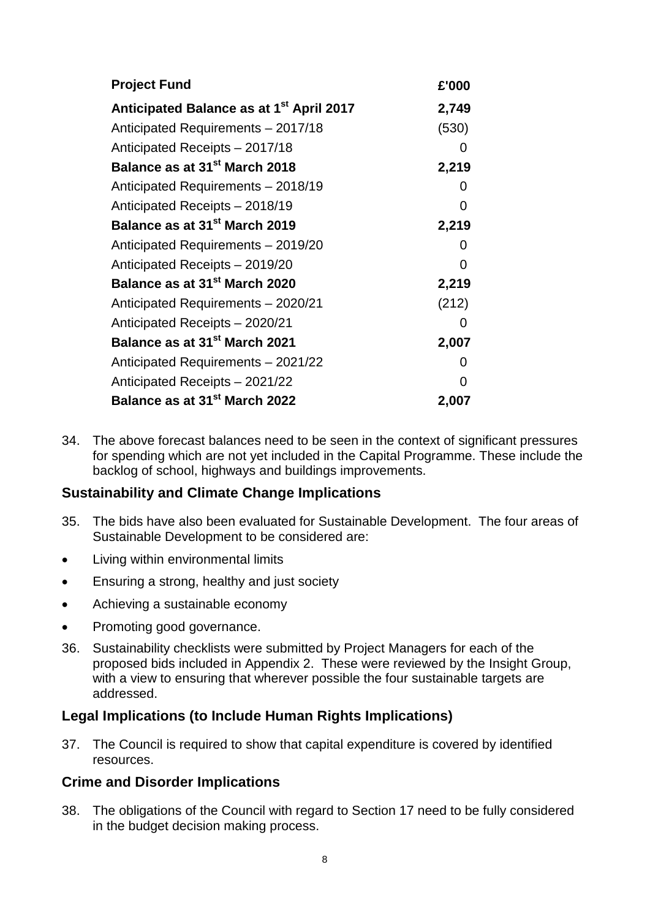| **Project Fund** | **£'000** |
|---|---|
| **Anticipated Balance as at 1st April 2017** | **2,749** |
| Anticipated Requirements – 2017/18 | (530) |
| Anticipated Receipts – 2017/18 | 0 |
| **Balance as at 31st March 2018** | **2,219** |
| Anticipated Requirements – 2018/19 | 0 |
| Anticipated Receipts – 2018/19 | 0 |
| **Balance as at 31st March 2019** | **2,219** |
| Anticipated Requirements – 2019/20 | 0 |
| Anticipated Receipts – 2019/20 | 0 |
| **Balance as at 31st March 2020** | **2,219** |
| Anticipated Requirements – 2020/21 | (212) |
| Anticipated Receipts – 2020/21 | 0 |
| **Balance as at 31st March 2021** | **2,007** |
| Anticipated Requirements – 2021/22 | 0 |
| Anticipated Receipts – 2021/22 | 0 |
| **Balance as at 31st March 2022** | **2,007** |

34. The above forecast balances need to be seen in the context of significant pressures for spending which are not yet included in the Capital Programme. These include the backlog of school, highways and buildings improvements.

## Sustainability and Climate Change Implications

35. The bids have also been evaluated for Sustainable Development. The four areas of Sustainable Development to be considered are:

- Living within environmental limits
- Ensuring a strong, healthy and just society
- Achieving a sustainable economy
- Promoting good governance.

36. Sustainability checklists were submitted by Project Managers for each of the proposed bids included in Appendix 2. These were reviewed by the Insight Group, with a view to ensuring that wherever possible the four sustainable targets are addressed.

## Legal Implications (to Include Human Rights Implications)

37. The Council is required to show that capital expenditure is covered by identified resources.

## Crime and Disorder Implications

38. The obligations of the Council with regard to Section 17 need to be fully considered in the budget decision making process.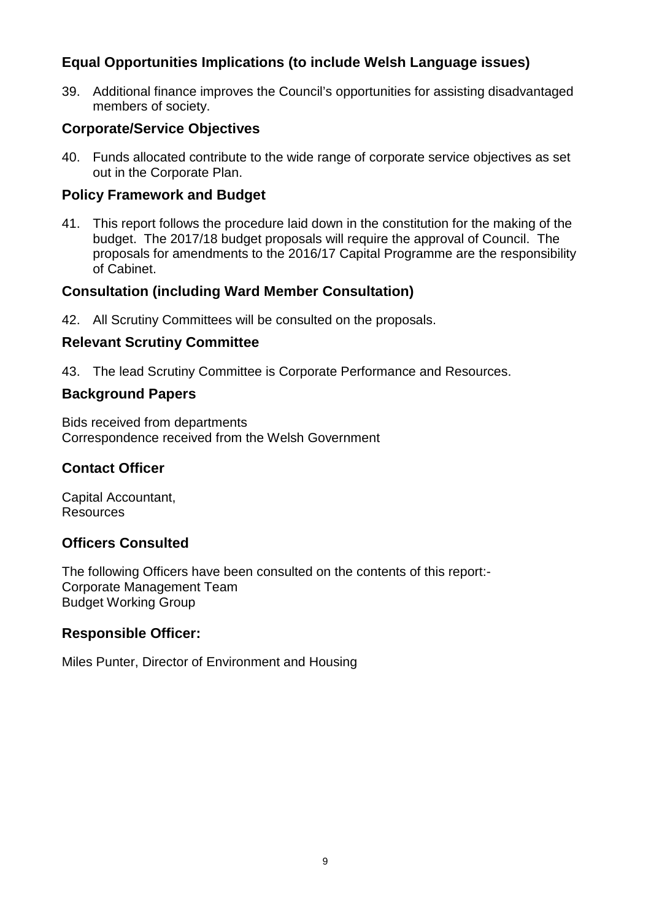## Equal Opportunities Implications (to include Welsh Language issues)

39. Additional finance improves the Council's opportunities for assisting disadvantaged members of society.

## Corporate/Service Objectives

40. Funds allocated contribute to the wide range of corporate service objectives as set out in the Corporate Plan.

## Policy Framework and Budget

41. This report follows the procedure laid down in the constitution for the making of the budget. The 2017/18 budget proposals will require the approval of Council. The proposals for amendments to the 2016/17 Capital Programme are the responsibility of Cabinet.

## Consultation (including Ward Member Consultation)

42. All Scrutiny Committees will be consulted on the proposals.

## Relevant Scrutiny Committee

43. The lead Scrutiny Committee is Corporate Performance and Resources.

## Background Papers

Bids received from departments
Correspondence received from the Welsh Government

## Contact Officer

Capital Accountant,
Resources

## Officers Consulted

The following Officers have been consulted on the contents of this report:-
Corporate Management Team
Budget Working Group

## Responsible Officer:

Miles Punter, Director of Environment and Housing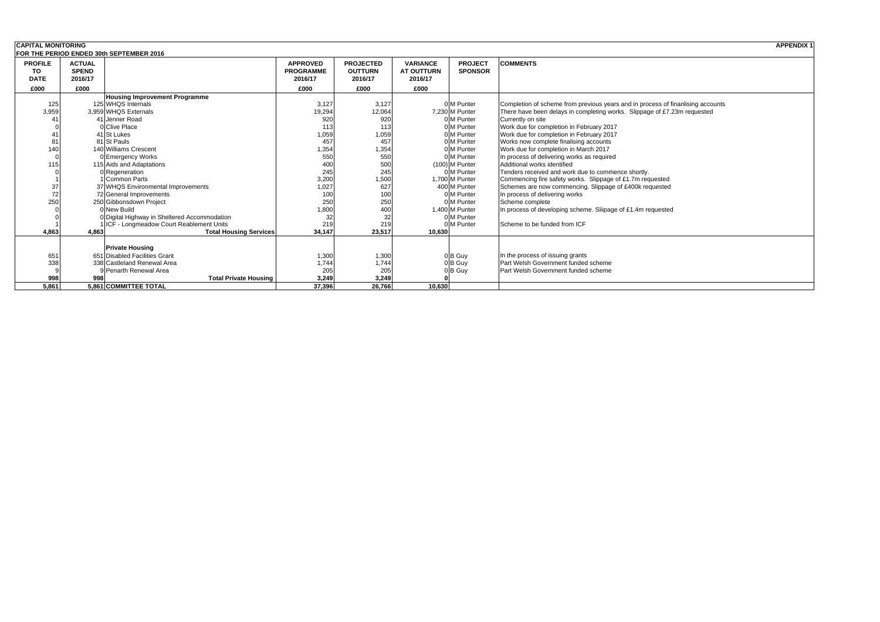**CAPITAL MONITORING** **APPENDIX 1**

**FOR THE PERIOD ENDED 30th SEPTEMBER 2016**

| PROFILE TO DATE £000 | ACTUAL SPEND 2016/17 £000 | | APPROVED PROGRAMME 2016/17 £000 | PROJECTED OUTTURN 2016/17 £000 | VARIANCE AT OUTTURN 2016/17 £000 | PROJECT SPONSOR | COMMENTS |
|---|---|---|---|---|---|---|---|
| | | **Housing Improvement Programme** | | | | | |
| 125 | 125 | WHQS Internals | 3,127 | 3,127 | 0 | M Punter | Completion of scheme from previous years and in process of finanlising accounts |
| 3,959 | 3,959 | WHQS Externals | 19,294 | 12,064 | 7,230 | M Punter | There have been delays in completing works. Slippage of £7.23m requested |
| 41 | 41 | Jenner Road | 920 | 920 | 0 | M Punter | Currently on site |
| 0 | 0 | Clive Place | 113 | 113 | 0 | M Punter | Work due for completion in February 2017 |
| 41 | 41 | St Lukes | 1,059 | 1,059 | 0 | M Punter | Work due for completion in February 2017 |
| 81 | 81 | St Pauls | 457 | 457 | 0 | M Punter | Works now complete finalising accounts |
| 140 | 140 | Williams Crescent | 1,354 | 1,354 | 0 | M Punter | Work due for completion in March 2017 |
| 0 | 0 | Emergency Works | 550 | 550 | 0 | M Punter | In process of delivering works as required |
| 115 | 115 | Aids and Adaptations | 400 | 500 | (100) | M Punter | Additional works identified |
| 0 | 0 | Regeneration | 245 | 245 | 0 | M Punter | Tenders received and work due to commence shortly. |
| 1 | 1 | Common Parts | 3,200 | 1,500 | 1,700 | M Punter | Commencing fire safety works. Slippage of £1.7m requested |
| 37 | 37 | WHQS Environmental Improvements | 1,027 | 627 | 400 | M Punter | Schemes are now commencing. Slippage of £400k requested |
| 72 | 72 | General Improvements | 100 | 100 | 0 | M Punter | In process of delivering works |
| 250 | 250 | Gibbonsdown Project | 250 | 250 | 0 | M Punter | Scheme complete |
| 0 | 0 | New Build | 1,800 | 400 | 1,400 | M Punter | In process of developing scheme. Sliipage of £1.4m requested |
| 0 | 0 | Digital Highway in Sheltered Accommodation | 32 | 32 | 0 | M Punter | |
| 1 | 1 | ICF - Longmeadow Court Reablement Units | 219 | 219 | 0 | M Punter | Scheme to be funded from ICF |
| **4,863** | **4,863** | **Total Housing Services** | **34,147** | **23,517** | **10,630** | | |
| | | **Private Housing** | | | | | |
| 651 | 651 | Disabled Facilities Grant | 1,300 | 1,300 | 0 | B Guy | In the process of issuing grants |
| 338 | 338 | Castleland Renewal Area | 1,744 | 1,744 | 0 | B Guy | Part Welsh Government funded scheme |
| 9 | 9 | Penarth Renewal Area | 205 | 205 | 0 | B Guy | Part Welsh Government funded scheme |
| **998** | **998** | **Total Private Housing** | **3,249** | **3,249** | **0** | | |
| **5,861** | **5,861** | **COMMITTEE TOTAL** | **37,396** | **26,766** | **10,630** | | |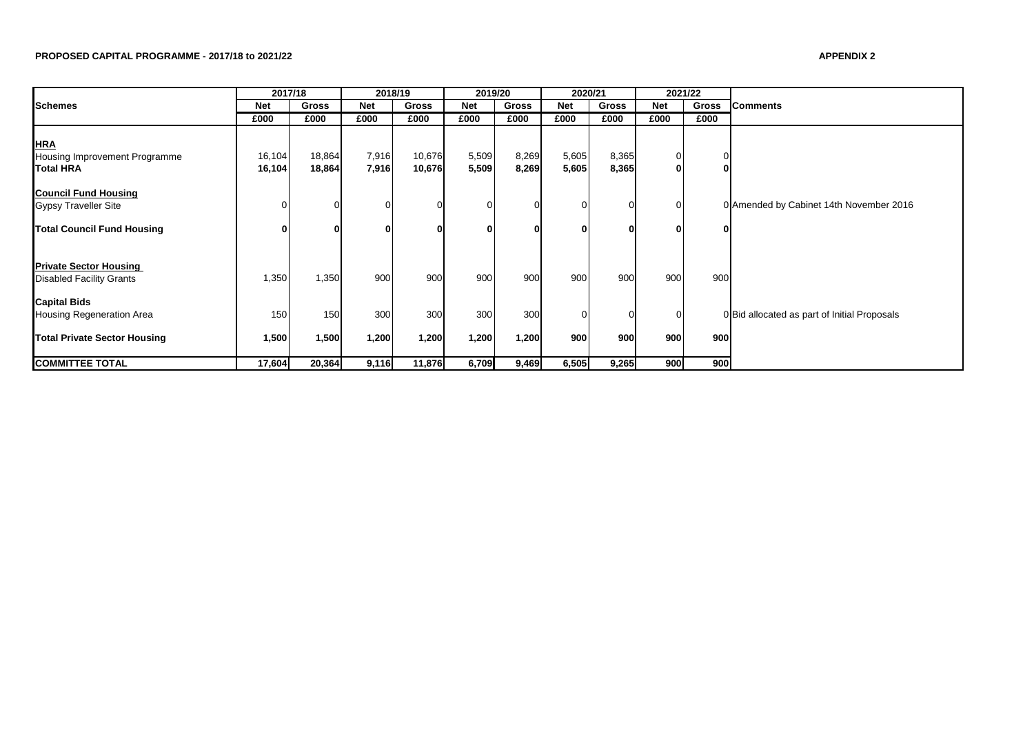**PROPOSED CAPITAL PROGRAMME - 2017/18 to 2021/22**

**APPENDIX 2**

| | 2017/18 | | 2018/19 | | 2019/20 | | 2020/21 | | 2021/22 | | |
|---|---|---|---|---|---|---|---|---|---|---|---|
| **Schemes** | **Net** | **Gross** | **Net** | **Gross** | **Net** | **Gross** | **Net** | **Gross** | **Net** | **Gross** | **Comments** |
| | **£000** | **£000** | **£000** | **£000** | **£000** | **£000** | **£000** | **£000** | **£000** | **£000** | |
| **HRA** | | | | | | | | | | | |
| Housing Improvement Programme | 16,104 | 18,864 | 7,916 | 10,676 | 5,509 | 8,269 | 5,605 | 8,365 | 0 | 0 | |
| **Total HRA** | **16,104** | **18,864** | **7,916** | **10,676** | **5,509** | **8,269** | **5,605** | **8,365** | **0** | **0** | |
| **Council Fund Housing** | | | | | | | | | | | |
| Gypsy Traveller Site | 0 | 0 | 0 | 0 | 0 | 0 | 0 | 0 | 0 | 0 | Amended by Cabinet 14th November 2016 |
| **Total Council Fund Housing** | **0** | **0** | **0** | **0** | **0** | **0** | **0** | **0** | **0** | **0** | |
| **Private Sector Housing** | | | | | | | | | | | |
| Disabled Facility Grants | 1,350 | 1,350 | 900 | 900 | 900 | 900 | 900 | 900 | 900 | 900 | |
| **Capital Bids** | | | | | | | | | | | |
| Housing Regeneration Area | 150 | 150 | 300 | 300 | 300 | 300 | 0 | 0 | 0 | 0 | Bid allocated as part of Initial Proposals |
| **Total Private Sector Housing** | **1,500** | **1,500** | **1,200** | **1,200** | **1,200** | **1,200** | **900** | **900** | **900** | **900** | |
| **COMMITTEE TOTAL** | **17,604** | **20,364** | **9,116** | **11,876** | **6,709** | **9,469** | **6,505** | **9,265** | **900** | **900** | |